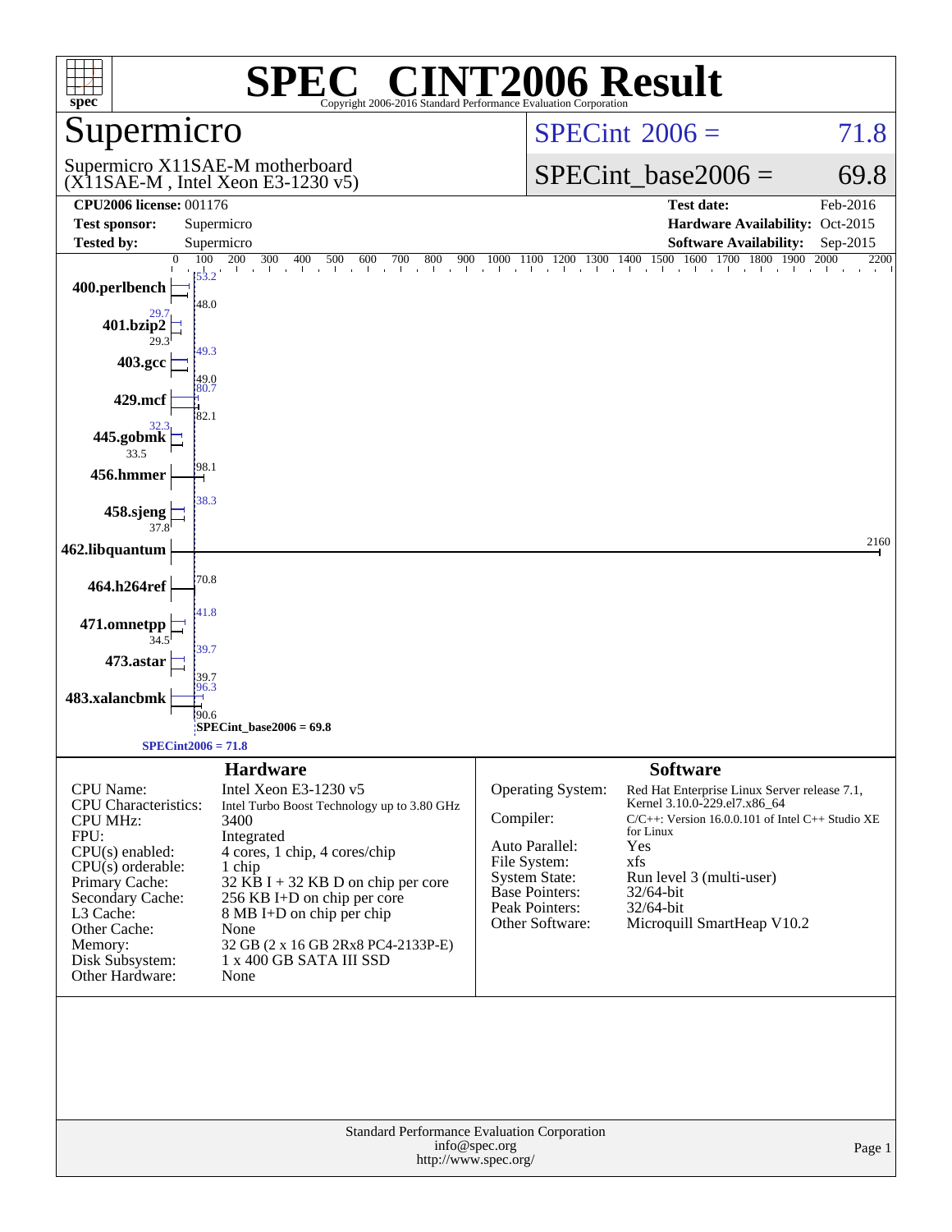# SPEC® CINT2006 Result

Copyright 2006-2016 Standard Performance Evaluation Corporation

## Supermicro

Supermicro X11SAE-M motherboard (X11SAE-M , Intel Xeon E3-1230 v5)

SPECint_2006 = 71.8

SPECint_base2006 = 69.8

| | | | |
|---|---|---|---|
| **CPU2006 license:** 001176 | | **Test date:** | Feb-2016 |
| **Test sponsor:** | Supermicro | **Hardware Availability:** | Oct-2015 |
| **Tested by:** | Supermicro | **Software Availability:** | Sep-2015 |

| Benchmark | Peak | Base |
|---|---|---|
| 400.perlbench | 53.2 | 48.0 |
| 401.bzip2 | 29.7 | 29.3 |
| 403.gcc | 49.3 | 49.0 |
| 429.mcf | 80.7 | 82.1 |
| 445.gobmk | 32.3 | 33.5 |
| 456.hmmer | | 98.1 |
| 458.sjeng | 38.3 | 37.8 |
| 462.libquantum | | 2160 |
| 464.h264ref | | 70.8 |
| 471.omnetpp | 41.8 | 34.5 |
| 473.astar | 39.7 | 39.7 |
| 483.xalancbmk | 96.3 | 90.6 |

SPECint_base2006 = 69.8

SPECint2006 = 71.8

### Hardware

| | |
|---|---|
| CPU Name: | Intel Xeon E3-1230 v5 |
| CPU Characteristics: | Intel Turbo Boost Technology up to 3.80 GHz |
| CPU MHz: | 3400 |
| FPU: | Integrated |
| CPU(s) enabled: | 4 cores, 1 chip, 4 cores/chip |
| CPU(s) orderable: | 1 chip |
| Primary Cache: | 32 KB I + 32 KB D on chip per core |
| Secondary Cache: | 256 KB I+D on chip per core |
| L3 Cache: | 8 MB I+D on chip per chip |
| Other Cache: | None |
| Memory: | 32 GB (2 x 16 GB 2Rx8 PC4-2133P-E) |
| Disk Subsystem: | 1 x 400 GB SATA III SSD |
| Other Hardware: | None |

### Software

| | |
|---|---|
| Operating System: | Red Hat Enterprise Linux Server release 7.1, Kernel 3.10.0-229.el7.x86_64 |
| Compiler: | C/C++: Version 16.0.0.101 of Intel C++ Studio XE for Linux |
| Auto Parallel: | Yes |
| File System: | xfs |
| System State: | Run level 3 (multi-user) |
| Base Pointers: | 32/64-bit |
| Peak Pointers: | 32/64-bit |
| Other Software: | Microquill SmartHeap V10.2 |

Standard Performance Evaluation Corporation
info@spec.org
http://www.spec.org/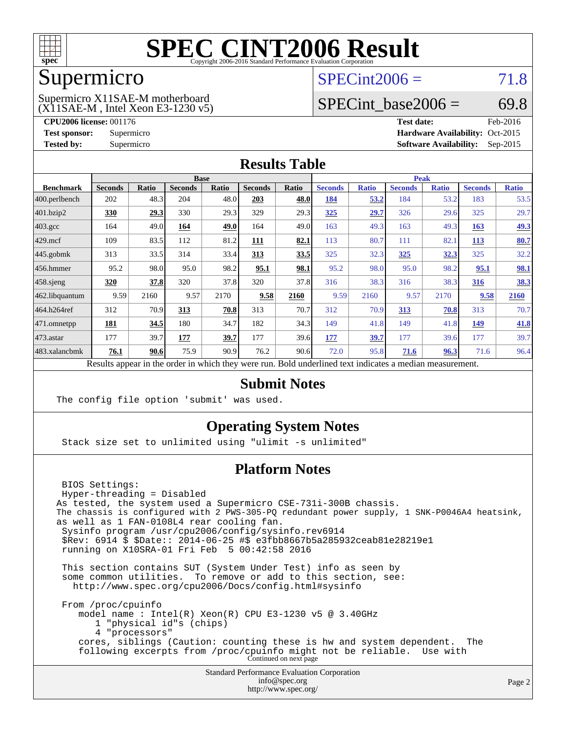# SPEC CINT2006 Result

Copyright 2006-2016 Standard Performance Evaluation Corporation

## Supermicro

Supermicro X11SAE-M motherboard
(X11SAE-M , Intel Xeon E3-1230 v5)

SPECint2006 = 71.8

SPECint_base2006 = 69.8

**CPU2006 license:** 001176
**Test sponsor:** Supermicro
**Tested by:** Supermicro

**Test date:** Feb-2016
**Hardware Availability:** Oct-2015
**Software Availability:** Sep-2015

## Results Table

| Benchmark | Base | | | | | | Peak | | | | | |
|---|---|---|---|---|---|---|---|---|---|---|---|---|
| | Seconds | Ratio | Seconds | Ratio | Seconds | Ratio | Seconds | Ratio | Seconds | Ratio | Seconds | Ratio |
| 400.perlbench | 202 | 48.3 | 204 | 48.0 | **203** | **48.0** | **184** | **53.2** | 184 | 53.2 | 183 | 53.5 |
| 401.bzip2 | **330** | **29.3** | 330 | 29.3 | 329 | 29.3 | **325** | **29.7** | 326 | 29.6 | 325 | 29.7 |
| 403.gcc | 164 | 49.0 | **164** | **49.0** | 164 | 49.0 | 163 | 49.3 | 163 | 49.3 | **163** | **49.3** |
| 429.mcf | 109 | 83.5 | 112 | 81.2 | **111** | **82.1** | 113 | 80.7 | 111 | 82.1 | **113** | **80.7** |
| 445.gobmk | 313 | 33.5 | 314 | 33.4 | **313** | **33.5** | 325 | 32.3 | **325** | **32.3** | 325 | 32.2 |
| 456.hmmer | 95.2 | 98.0 | 95.0 | 98.2 | **95.1** | **98.1** | 95.2 | 98.0 | 95.0 | 98.2 | **95.1** | **98.1** |
| 458.sjeng | **320** | **37.8** | 320 | 37.8 | 320 | 37.8 | 316 | 38.3 | 316 | 38.3 | **316** | **38.3** |
| 462.libquantum | 9.59 | 2160 | 9.57 | 2170 | **9.58** | **2160** | 9.59 | 2160 | 9.57 | 2170 | **9.58** | **2160** |
| 464.h264ref | 312 | 70.9 | **313** | **70.8** | 313 | 70.7 | 312 | 70.9 | **313** | **70.8** | 313 | 70.7 |
| 471.omnetpp | **181** | **34.5** | 180 | 34.7 | 182 | 34.3 | 149 | 41.8 | 149 | 41.8 | **149** | **41.8** |
| 473.astar | 177 | 39.7 | **177** | **39.7** | 177 | 39.6 | **177** | **39.7** | 177 | 39.6 | 177 | 39.7 |
| 483.xalancbmk | **76.1** | **90.6** | 75.9 | 90.9 | 76.2 | 90.6 | 72.0 | 95.8 | **71.6** | **96.3** | 71.6 | 96.4 |

Results appear in the order in which they were run. Bold underlined text indicates a median measurement.

## Submit Notes

```
The config file option 'submit' was used.
```

## Operating System Notes

```
Stack size set to unlimited using "ulimit -s unlimited"
```

## Platform Notes

```
 BIOS Settings:
 Hyper-threading = Disabled
As tested, the system used a Supermicro CSE-731i-300B chassis.
The chassis is configured with 2 PWS-305-PQ redundant power supply, 1 SNK-P0046A4 heatsink,
as well as 1 FAN-0108L4 rear cooling fan.
 Sysinfo program /usr/cpu2006/config/sysinfo.rev6914
 $Rev: 6914 $ $Date:: 2014-06-25 #$ e3fbb8667b5a285932ceab81e28219e1
 running on X10SRA-01 Fri Feb  5 00:42:58 2016

 This section contains SUT (System Under Test) info as seen by
 some common utilities.  To remove or add to this section, see:
   http://www.spec.org/cpu2006/Docs/config.html#sysinfo

 From /proc/cpuinfo
    model name : Intel(R) Xeon(R) CPU E3-1230 v5 @ 3.40GHz
       1 "physical id"s (chips)
       4 "processors"
    cores, siblings (Caution: counting these is hw and system dependent.  The
    following excerpts from /proc/cpuinfo might not be reliable.  Use with
```

Continued on next page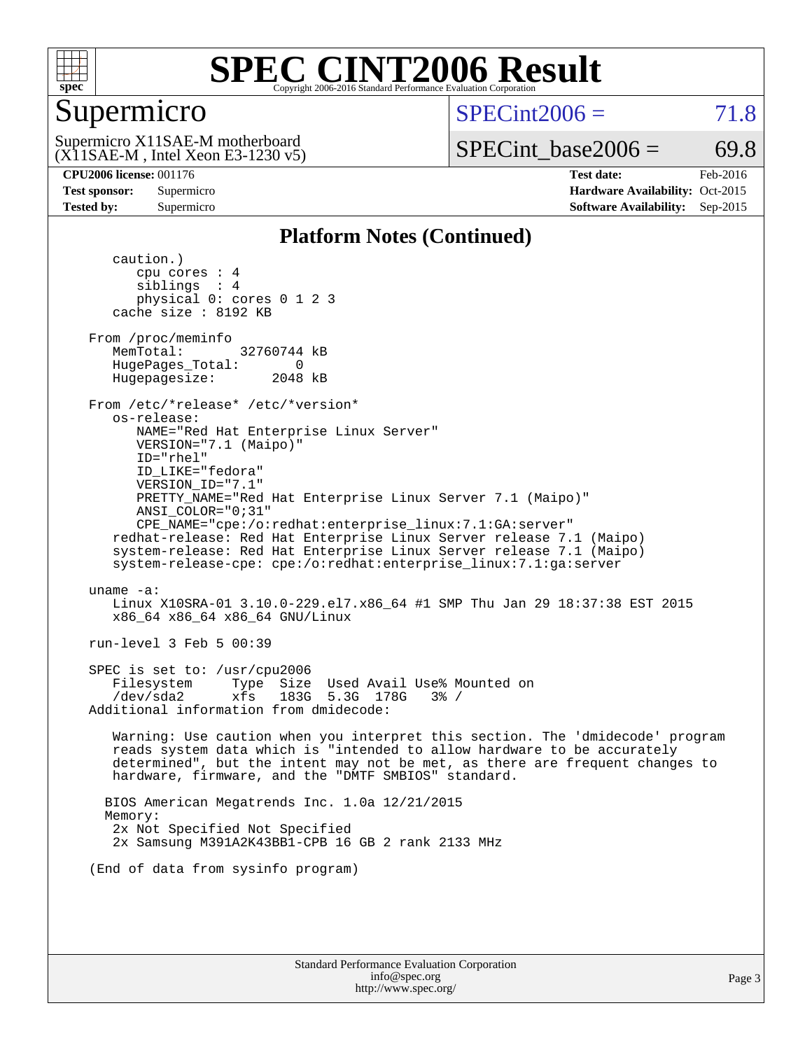# SPEC CINT2006 Result

## Supermicro

Supermicro X11SAE-M motherboard
(X11SAE-M , Intel Xeon E3-1230 v5)

SPECint2006 = 71.8

SPECint_base2006 = 69.8

**CPU2006 license:** 001176 | **Test date:** Feb-2016
**Test sponsor:** Supermicro | **Hardware Availability:** Oct-2015
**Tested by:** Supermicro | **Software Availability:** Sep-2015

### Platform Notes (Continued)

```
      caution.)
         cpu cores : 4
         siblings  : 4
         physical 0: cores 0 1 2 3
      cache size : 8192 KB

   From /proc/meminfo
      MemTotal:       32760744 kB
      HugePages_Total:       0
      Hugepagesize:       2048 kB

   From /etc/*release* /etc/*version*
      os-release:
         NAME="Red Hat Enterprise Linux Server"
         VERSION="7.1 (Maipo)"
         ID="rhel"
         ID_LIKE="fedora"
         VERSION_ID="7.1"
         PRETTY_NAME="Red Hat Enterprise Linux Server 7.1 (Maipo)"
         ANSI_COLOR="0;31"
         CPE_NAME="cpe:/o:redhat:enterprise_linux:7.1:GA:server"
      redhat-release: Red Hat Enterprise Linux Server release 7.1 (Maipo)
      system-release: Red Hat Enterprise Linux Server release 7.1 (Maipo)
      system-release-cpe: cpe:/o:redhat:enterprise_linux:7.1:ga:server

   uname -a:
      Linux X10SRA-01 3.10.0-229.el7.x86_64 #1 SMP Thu Jan 29 18:37:38 EST 2015
      x86_64 x86_64 x86_64 GNU/Linux

   run-level 3 Feb 5 00:39

   SPEC is set to: /usr/cpu2006
      Filesystem     Type  Size  Used Avail Use% Mounted on
      /dev/sda2      xfs   183G  5.3G  178G   3% /
   Additional information from dmidecode:

      Warning: Use caution when you interpret this section. The 'dmidecode' program
      reads system data which is "intended to allow hardware to be accurately
      determined", but the intent may not be met, as there are frequent changes to
      hardware, firmware, and the "DMTF SMBIOS" standard.

     BIOS American Megatrends Inc. 1.0a 12/21/2015
     Memory:
      2x Not Specified Not Specified
      2x Samsung M391A2K43BB1-CPB 16 GB 2 rank 2133 MHz

   (End of data from sysinfo program)
```

Standard Performance Evaluation Corporation
info@spec.org
http://www.spec.org/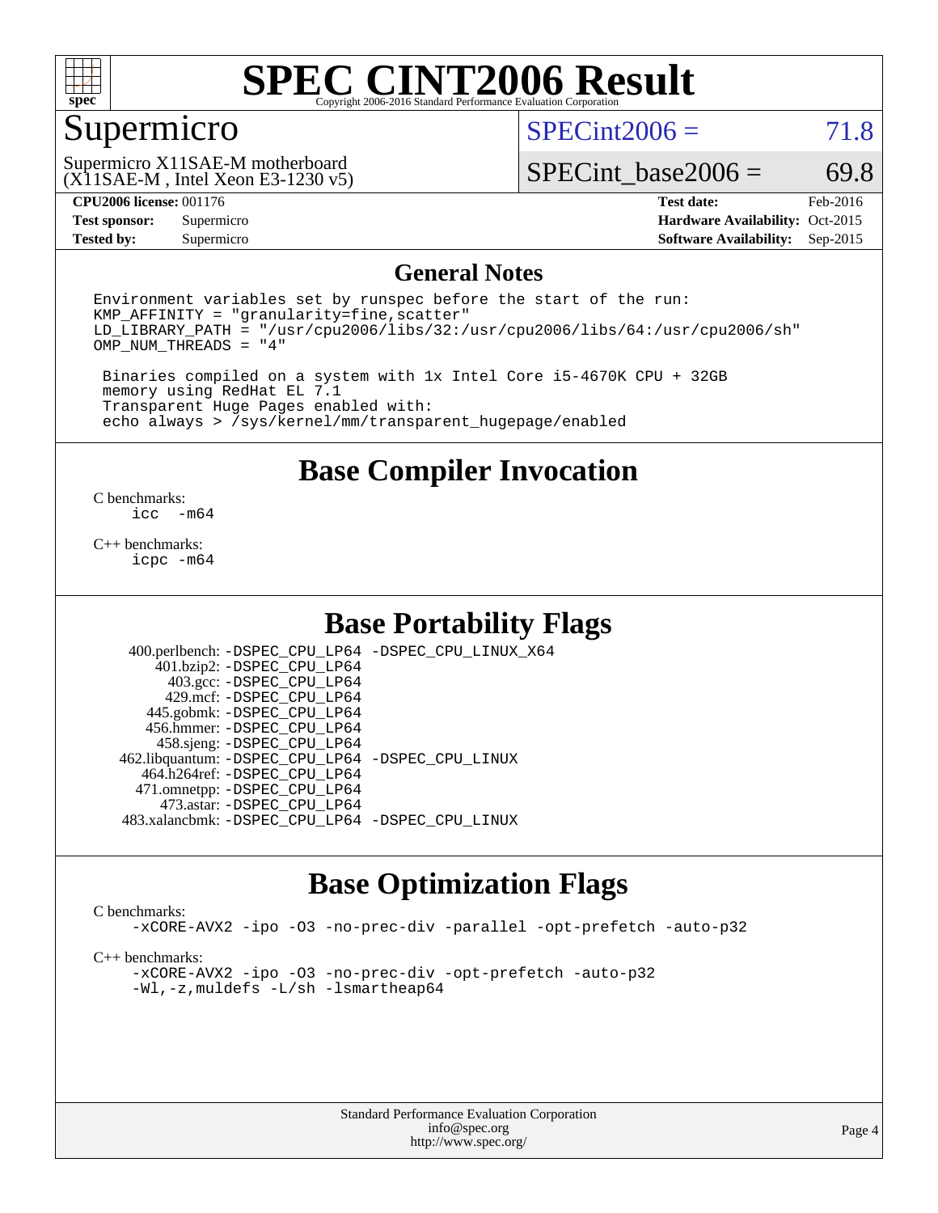# SPEC CINT2006 Result

Copyright 2006-2016 Standard Performance Evaluation Corporation

## Supermicro

Supermicro X11SAE-M motherboard
(X11SAE-M , Intel Xeon E3-1230 v5)

SPECint2006 = 71.8

SPECint_base2006 = 69.8

| | | | |
|---|---|---|---|
| **CPU2006 license:** | 001176 | **Test date:** | Feb-2016 |
| **Test sponsor:** | Supermicro | **Hardware Availability:** | Oct-2015 |
| **Tested by:** | Supermicro | **Software Availability:** | Sep-2015 |

## General Notes

```
Environment variables set by runspec before the start of the run:
KMP_AFFINITY = "granularity=fine,scatter"
LD_LIBRARY_PATH = "/usr/cpu2006/libs/32:/usr/cpu2006/libs/64:/usr/cpu2006/sh"
OMP_NUM_THREADS = "4"

 Binaries compiled on a system with 1x Intel Core i5-4670K CPU + 32GB
 memory using RedHat EL 7.1
 Transparent Huge Pages enabled with:
 echo always > /sys/kernel/mm/transparent_hugepage/enabled
```

## Base Compiler Invocation

C benchmarks:
```
icc  -m64
```

C++ benchmarks:
```
icpc -m64
```

## Base Portability Flags

```
     400.perlbench: -DSPEC_CPU_LP64 -DSPEC_CPU_LINUX_X64
        401.bzip2: -DSPEC_CPU_LP64
          403.gcc: -DSPEC_CPU_LP64
          429.mcf: -DSPEC_CPU_LP64
        445.gobmk: -DSPEC_CPU_LP64
       456.hmmer: -DSPEC_CPU_LP64
        458.sjeng: -DSPEC_CPU_LP64
   462.libquantum: -DSPEC_CPU_LP64 -DSPEC_CPU_LINUX
      464.h264ref: -DSPEC_CPU_LP64
      471.omnetpp: -DSPEC_CPU_LP64
        473.astar: -DSPEC_CPU_LP64
   483.xalancbmk: -DSPEC_CPU_LP64 -DSPEC_CPU_LINUX
```

## Base Optimization Flags

C benchmarks:
```
-xCORE-AVX2 -ipo -O3 -no-prec-div -parallel -opt-prefetch -auto-p32
```

C++ benchmarks:
```
-xCORE-AVX2 -ipo -O3 -no-prec-div -opt-prefetch -auto-p32
-Wl,-z,muldefs -L/sh -lsmartheap64
```

Standard Performance Evaluation Corporation
info@spec.org
http://www.spec.org/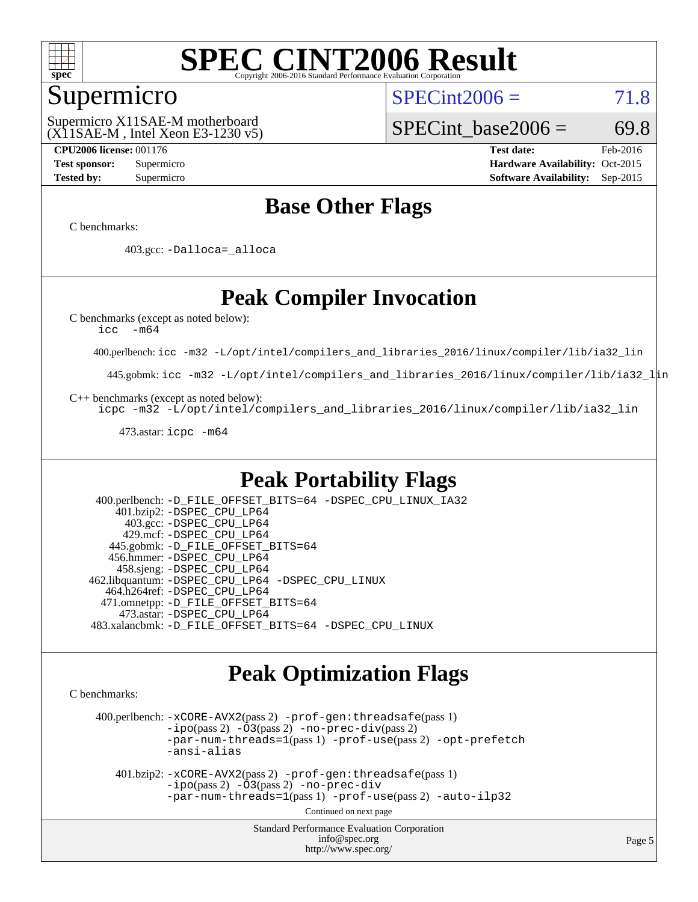# SPEC CINT2006 Result

Copyright 2006-2016 Standard Performance Evaluation Corporation

## Supermicro

Supermicro X11SAE-M motherboard
(X11SAE-M , Intel Xeon E3-1230 v5)

SPECint2006 = 71.8

SPECint_base2006 = 69.8

**CPU2006 license:** 001176
**Test sponsor:** Supermicro
**Tested by:** Supermicro

**Test date:** Feb-2016
**Hardware Availability:** Oct-2015
**Software Availability:** Sep-2015

## Base Other Flags

C benchmarks:

403.gcc: `-Dalloca=_alloca`

## Peak Compiler Invocation

C benchmarks (except as noted below):
`icc -m64`

400.perlbench: `icc -m32 -L/opt/intel/compilers_and_libraries_2016/linux/compiler/lib/ia32_lin`

445.gobmk: `icc -m32 -L/opt/intel/compilers_and_libraries_2016/linux/compiler/lib/ia32_lin`

C++ benchmarks (except as noted below):
`icpc -m32 -L/opt/intel/compilers_and_libraries_2016/linux/compiler/lib/ia32_lin`

473.astar: `icpc -m64`

## Peak Portability Flags

400.perlbench: `-D_FILE_OFFSET_BITS=64 -DSPEC_CPU_LINUX_IA32`
401.bzip2: `-DSPEC_CPU_LP64`
403.gcc: `-DSPEC_CPU_LP64`
429.mcf: `-DSPEC_CPU_LP64`
445.gobmk: `-D_FILE_OFFSET_BITS=64`
456.hmmer: `-DSPEC_CPU_LP64`
458.sjeng: `-DSPEC_CPU_LP64`
462.libquantum: `-DSPEC_CPU_LP64 -DSPEC_CPU_LINUX`
464.h264ref: `-DSPEC_CPU_LP64`
471.omnetpp: `-D_FILE_OFFSET_BITS=64`
473.astar: `-DSPEC_CPU_LP64`
483.xalancbmk: `-D_FILE_OFFSET_BITS=64 -DSPEC_CPU_LINUX`

## Peak Optimization Flags

C benchmarks:

400.perlbench: `-xCORE-AVX2`(pass 2) `-prof-gen:threadsafe`(pass 1) `-ipo`(pass 2) `-O3`(pass 2) `-no-prec-div`(pass 2) `-par-num-threads=1`(pass 1) `-prof-use`(pass 2) `-opt-prefetch` `-ansi-alias`

401.bzip2: `-xCORE-AVX2`(pass 2) `-prof-gen:threadsafe`(pass 1) `-ipo`(pass 2) `-O3`(pass 2) `-no-prec-div` `-par-num-threads=1`(pass 1) `-prof-use`(pass 2) `-auto-ilp32`

Continued on next page

Standard Performance Evaluation Corporation
info@spec.org
http://www.spec.org/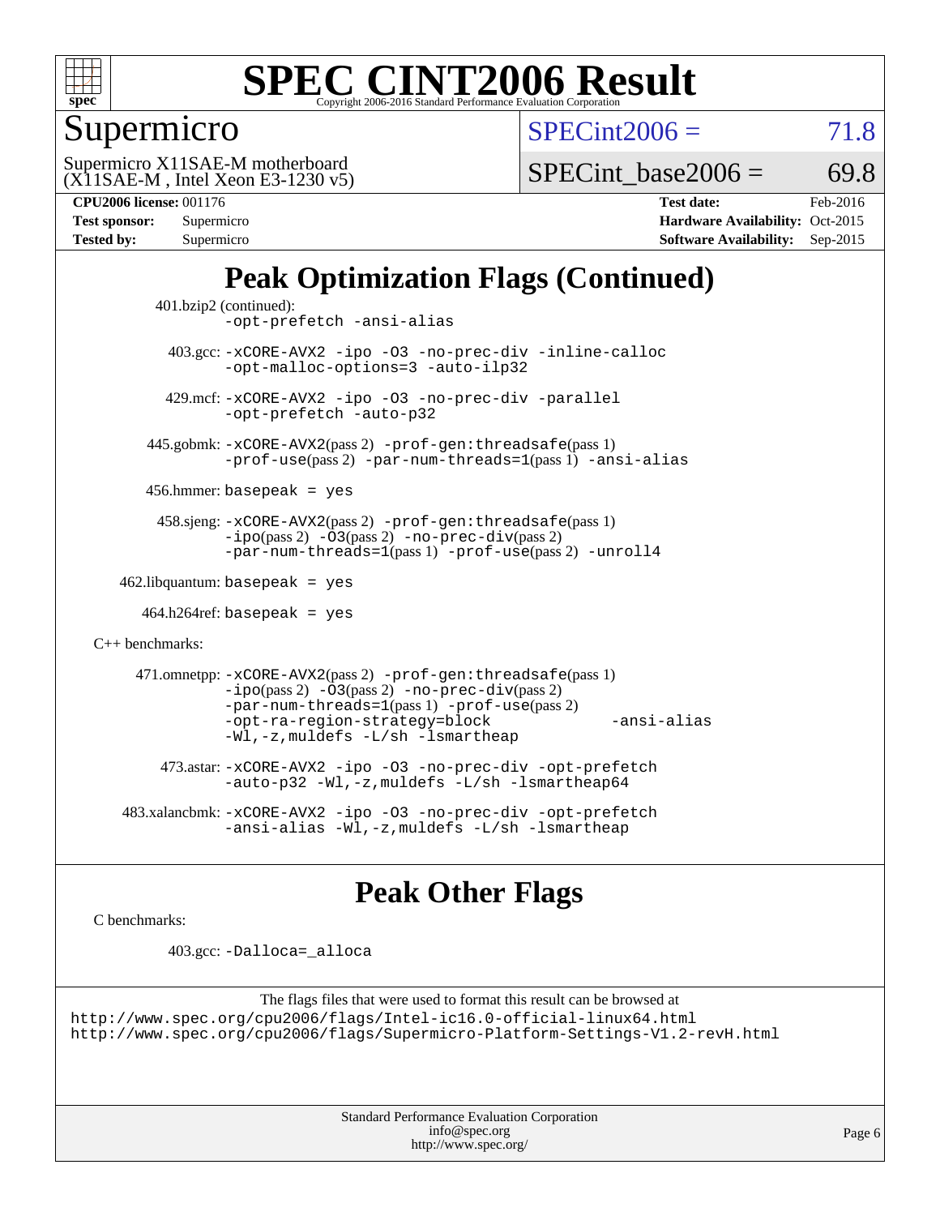# SPEC CINT2006 Result

Copyright 2006-2016 Standard Performance Evaluation Corporation

## Supermicro

Supermicro X11SAE-M motherboard
(X11SAE-M , Intel Xeon E3-1230 v5)

SPECint2006 = 71.8

SPECint_base2006 = 69.8

**CPU2006 license:** 001176
**Test sponsor:** Supermicro
**Tested by:** Supermicro

**Test date:** Feb-2016
**Hardware Availability:** Oct-2015
**Software Availability:** Sep-2015

## Peak Optimization Flags (Continued)

401.bzip2 (continued):
`-opt-prefetch -ansi-alias`

403.gcc: `-xCORE-AVX2 -ipo -O3 -no-prec-div -inline-calloc -opt-malloc-options=3 -auto-ilp32`

429.mcf: `-xCORE-AVX2 -ipo -O3 -no-prec-div -parallel -opt-prefetch -auto-p32`

445.gobmk: `-xCORE-AVX2`(pass 2) `-prof-gen:threadsafe`(pass 1) `-prof-use`(pass 2) `-par-num-threads=1`(pass 1) `-ansi-alias`

456.hmmer: `basepeak = yes`

458.sjeng: `-xCORE-AVX2`(pass 2) `-prof-gen:threadsafe`(pass 1) `-ipo`(pass 2) `-O3`(pass 2) `-no-prec-div`(pass 2) `-par-num-threads=1`(pass 1) `-prof-use`(pass 2) `-unroll4`

462.libquantum: `basepeak = yes`

464.h264ref: `basepeak = yes`

C++ benchmarks:

471.omnetpp: `-xCORE-AVX2`(pass 2) `-prof-gen:threadsafe`(pass 1) `-ipo`(pass 2) `-O3`(pass 2) `-no-prec-div`(pass 2) `-par-num-threads=1`(pass 1) `-prof-use`(pass 2) `-opt-ra-region-strategy=block -ansi-alias -Wl,-z,muldefs -L/sh -lsmartheap`

473.astar: `-xCORE-AVX2 -ipo -O3 -no-prec-div -opt-prefetch -auto-p32 -Wl,-z,muldefs -L/sh -lsmartheap64`

483.xalancbmk: `-xCORE-AVX2 -ipo -O3 -no-prec-div -opt-prefetch -ansi-alias -Wl,-z,muldefs -L/sh -lsmartheap`

## Peak Other Flags

C benchmarks:

403.gcc: `-Dalloca=_alloca`

The flags files that were used to format this result can be browsed at
http://www.spec.org/cpu2006/flags/Intel-ic16.0-official-linux64.html
http://www.spec.org/cpu2006/flags/Supermicro-Platform-Settings-V1.2-revH.html

Standard Performance Evaluation Corporation
info@spec.org
http://www.spec.org/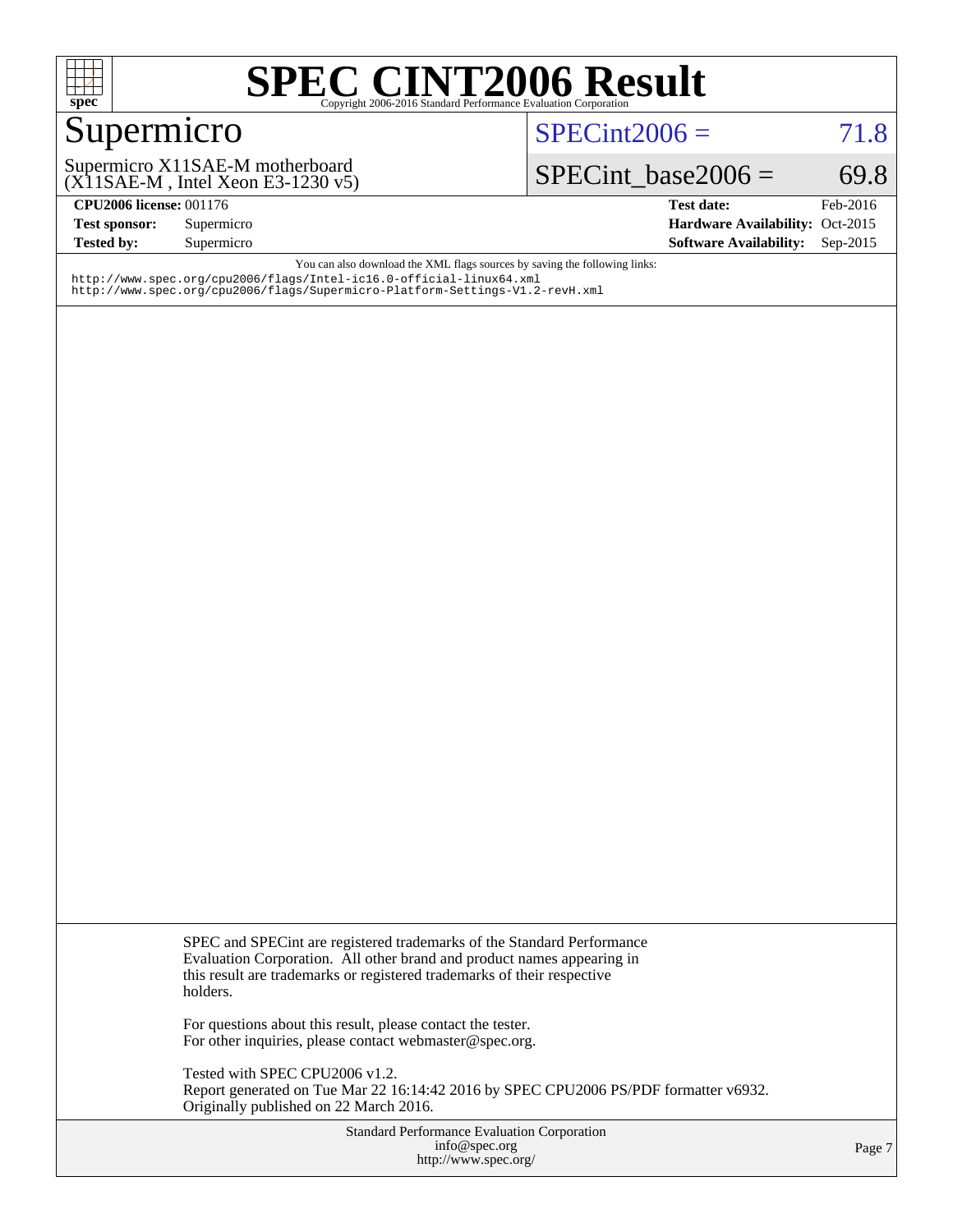# SPEC CINT2006 Result

Copyright 2006-2016 Standard Performance Evaluation Corporation

## Supermicro

Supermicro X11SAE-M motherboard
(X11SAE-M , Intel Xeon E3-1230 v5)

SPECint2006 = 71.8

SPECint_base2006 = 69.8

| | | | |
|---|---|---|---|
| **CPU2006 license:** 001176 | | **Test date:** | Feb-2016 |
| **Test sponsor:** | Supermicro | **Hardware Availability:** | Oct-2015 |
| **Tested by:** | Supermicro | **Software Availability:** | Sep-2015 |

You can also download the XML flags sources by saving the following links:

```
http://www.spec.org/cpu2006/flags/Intel-ic16.0-official-linux64.xml
http://www.spec.org/cpu2006/flags/Supermicro-Platform-Settings-V1.2-revH.xml
```

SPEC and SPECint are registered trademarks of the Standard Performance Evaluation Corporation. All other brand and product names appearing in this result are trademarks or registered trademarks of their respective holders.

For questions about this result, please contact the tester.
For other inquiries, please contact webmaster@spec.org.

Tested with SPEC CPU2006 v1.2.
Report generated on Tue Mar 22 16:14:42 2016 by SPEC CPU2006 PS/PDF formatter v6932.
Originally published on 22 March 2016.

Standard Performance Evaluation Corporation
info@spec.org
http://www.spec.org/